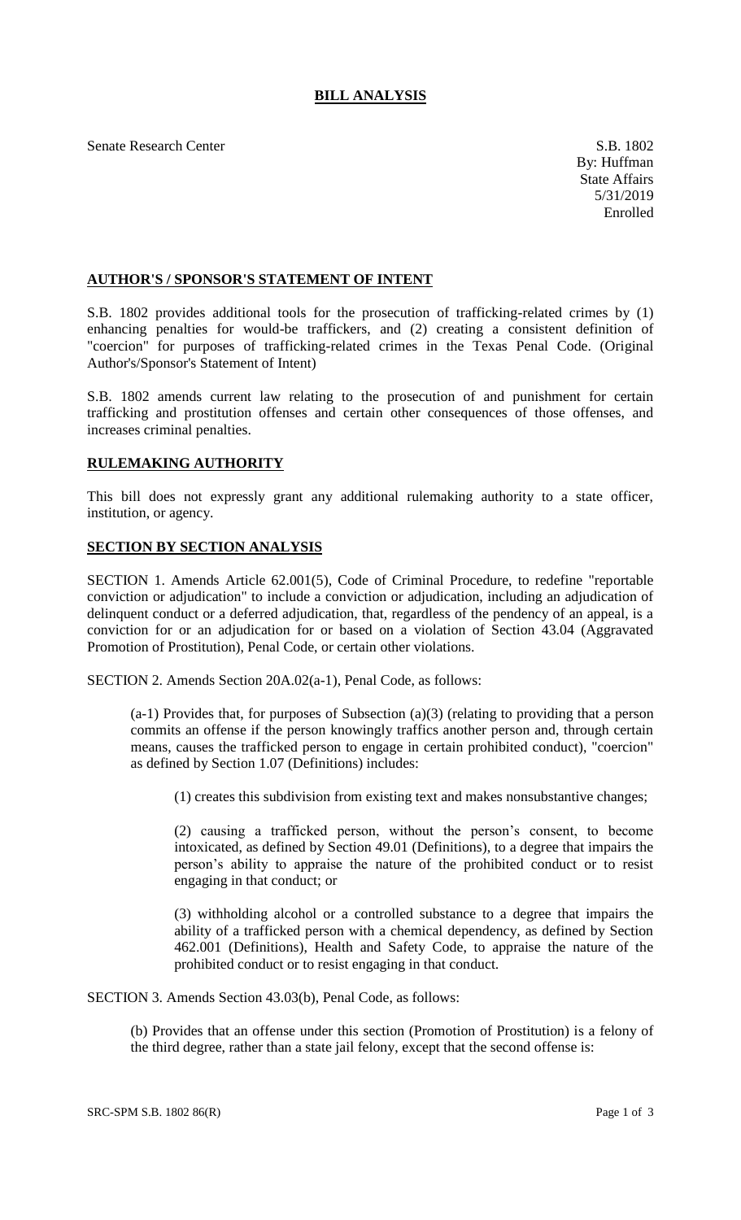# BILL ANALYSIS

Senate Research Center

S.B. 1802
By: Huffman
State Affairs
5/31/2019
Enrolled

## AUTHOR'S / SPONSOR'S STATEMENT OF INTENT

S.B. 1802 provides additional tools for the prosecution of trafficking-related crimes by (1) enhancing penalties for would-be traffickers, and (2) creating a consistent definition of "coercion" for purposes of trafficking-related crimes in the Texas Penal Code. (Original Author's/Sponsor's Statement of Intent)

S.B. 1802 amends current law relating to the prosecution of and punishment for certain trafficking and prostitution offenses and certain other consequences of those offenses, and increases criminal penalties.

## RULEMAKING AUTHORITY

This bill does not expressly grant any additional rulemaking authority to a state officer, institution, or agency.

## SECTION BY SECTION ANALYSIS

SECTION 1. Amends Article 62.001(5), Code of Criminal Procedure, to redefine "reportable conviction or adjudication" to include a conviction or adjudication, including an adjudication of delinquent conduct or a deferred adjudication, that, regardless of the pendency of an appeal, is a conviction for or an adjudication for or based on a violation of Section 43.04 (Aggravated Promotion of Prostitution), Penal Code, or certain other violations.

SECTION 2. Amends Section 20A.02(a-1), Penal Code, as follows:

(a-1) Provides that, for purposes of Subsection (a)(3) (relating to providing that a person commits an offense if the person knowingly traffics another person and, through certain means, causes the trafficked person to engage in certain prohibited conduct), "coercion" as defined by Section 1.07 (Definitions) includes:

(1) creates this subdivision from existing text and makes nonsubstantive changes;

(2) causing a trafficked person, without the person's consent, to become intoxicated, as defined by Section 49.01 (Definitions), to a degree that impairs the person's ability to appraise the nature of the prohibited conduct or to resist engaging in that conduct; or

(3) withholding alcohol or a controlled substance to a degree that impairs the ability of a trafficked person with a chemical dependency, as defined by Section 462.001 (Definitions), Health and Safety Code, to appraise the nature of the prohibited conduct or to resist engaging in that conduct.

SECTION 3. Amends Section 43.03(b), Penal Code, as follows:

(b) Provides that an offense under this section (Promotion of Prostitution) is a felony of the third degree, rather than a state jail felony, except that the second offense is: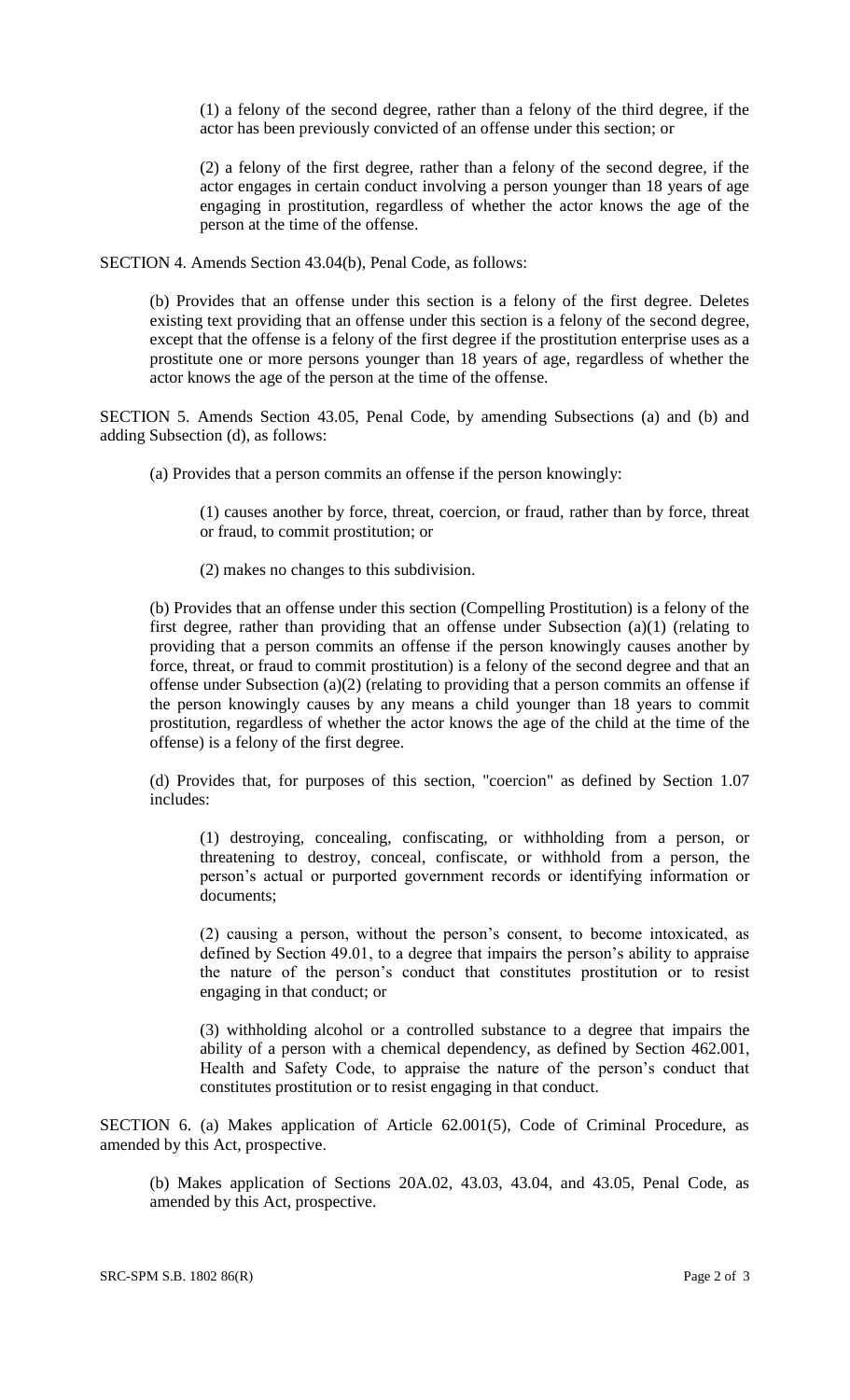(1) a felony of the second degree, rather than a felony of the third degree, if the actor has been previously convicted of an offense under this section; or

(2) a felony of the first degree, rather than a felony of the second degree, if the actor engages in certain conduct involving a person younger than 18 years of age engaging in prostitution, regardless of whether the actor knows the age of the person at the time of the offense.

SECTION 4. Amends Section 43.04(b), Penal Code, as follows:

(b) Provides that an offense under this section is a felony of the first degree. Deletes existing text providing that an offense under this section is a felony of the second degree, except that the offense is a felony of the first degree if the prostitution enterprise uses as a prostitute one or more persons younger than 18 years of age, regardless of whether the actor knows the age of the person at the time of the offense.

SECTION 5. Amends Section 43.05, Penal Code, by amending Subsections (a) and (b) and adding Subsection (d), as follows:

(a) Provides that a person commits an offense if the person knowingly:

(1) causes another by force, threat, coercion, or fraud, rather than by force, threat or fraud, to commit prostitution; or

(2) makes no changes to this subdivision.

(b) Provides that an offense under this section (Compelling Prostitution) is a felony of the first degree, rather than providing that an offense under Subsection (a)(1) (relating to providing that a person commits an offense if the person knowingly causes another by force, threat, or fraud to commit prostitution) is a felony of the second degree and that an offense under Subsection (a)(2) (relating to providing that a person commits an offense if the person knowingly causes by any means a child younger than 18 years to commit prostitution, regardless of whether the actor knows the age of the child at the time of the offense) is a felony of the first degree.

(d) Provides that, for purposes of this section, "coercion" as defined by Section 1.07 includes:

(1) destroying, concealing, confiscating, or withholding from a person, or threatening to destroy, conceal, confiscate, or withhold from a person, the person's actual or purported government records or identifying information or documents;

(2) causing a person, without the person's consent, to become intoxicated, as defined by Section 49.01, to a degree that impairs the person's ability to appraise the nature of the person's conduct that constitutes prostitution or to resist engaging in that conduct; or

(3) withholding alcohol or a controlled substance to a degree that impairs the ability of a person with a chemical dependency, as defined by Section 462.001, Health and Safety Code, to appraise the nature of the person's conduct that constitutes prostitution or to resist engaging in that conduct.

SECTION 6. (a) Makes application of Article 62.001(5), Code of Criminal Procedure, as amended by this Act, prospective.

(b) Makes application of Sections 20A.02, 43.03, 43.04, and 43.05, Penal Code, as amended by this Act, prospective.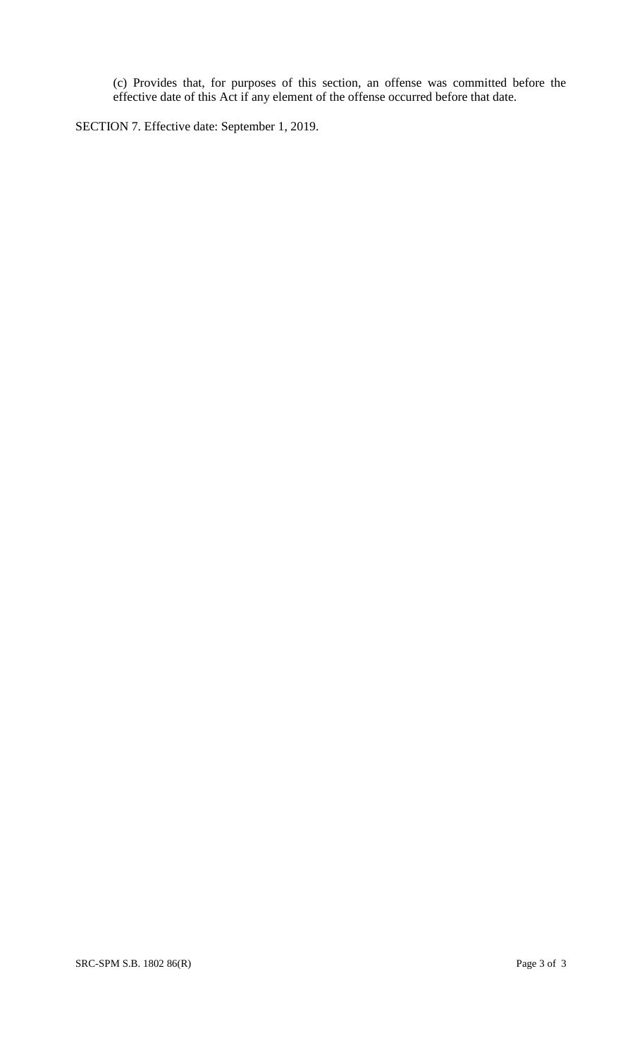(c) Provides that, for purposes of this section, an offense was committed before the effective date of this Act if any element of the offense occurred before that date.

SECTION 7. Effective date: September 1, 2019.